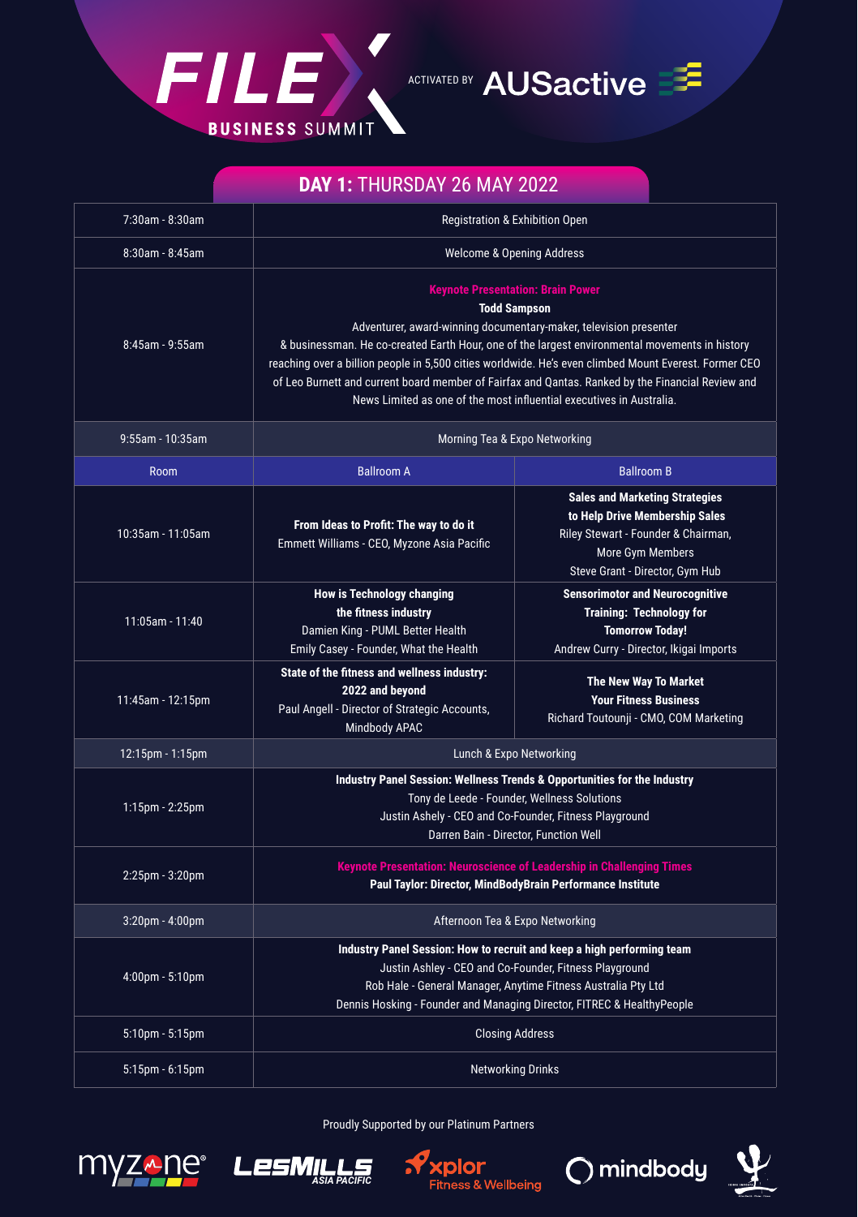# FILEX BUSINESS SUMMIT

ACTIVATED BY AUSactive

## DAY 1: THURSDAY 26 MAY 2022

| | | |
|---|---|---|
| 7:30am - 8:30am | Registration & Exhibition Open | |
| 8:30am - 8:45am | Welcome & Opening Address | |
| 8:45am - 9:55am | **Keynote Presentation: Brain Power**<br>**Todd Sampson**<br>Adventurer, award-winning documentary-maker, television presenter & businessman. He co-created Earth Hour, one of the largest environmental movements in history reaching over a billion people in 5,500 cities worldwide. He's even climbed Mount Everest. Former CEO of Leo Burnett and current board member of Fairfax and Qantas. Ranked by the Financial Review and News Limited as one of the most influential executives in Australia. | |
| 9:55am - 10:35am | Morning Tea & Expo Networking | |
| Room | Ballroom A | Ballroom B |
| 10:35am - 11:05am | **From Ideas to Profit: The way to do it**<br>Emmett Williams - CEO, Myzone Asia Pacific | **Sales and Marketing Strategies to Help Drive Membership Sales**<br>Riley Stewart - Founder & Chairman, More Gym Members<br>Steve Grant - Director, Gym Hub |
| 11:05am - 11:40 | **How is Technology changing the fitness industry**<br>Damien King - PUML Better Health<br>Emily Casey - Founder, What the Health | **Sensorimotor and Neurocognitive Training: Technology for Tomorrow Today!**<br>Andrew Curry - Director, Ikigai Imports |
| 11:45am - 12:15pm | **State of the fitness and wellness industry: 2022 and beyond**<br>Paul Angell - Director of Strategic Accounts, Mindbody APAC | **The New Way To Market Your Fitness Business**<br>Richard Toutounji - CMO, COM Marketing |
| 12:15pm - 1:15pm | Lunch & Expo Networking | |
| 1:15pm - 2:25pm | **Industry Panel Session: Wellness Trends & Opportunities for the Industry**<br>Tony de Leede - Founder, Wellness Solutions<br>Justin Ashely - CEO and Co-Founder, Fitness Playground<br>Darren Bain - Director, Function Well | |
| 2:25pm - 3:20pm | **Keynote Presentation: Neuroscience of Leadership in Challenging Times**<br>**Paul Taylor: Director, MindBodyBrain Performance Institute** | |
| 3:20pm - 4:00pm | Afternoon Tea & Expo Networking | |
| 4:00pm - 5:10pm | **Industry Panel Session: How to recruit and keep a high performing team**<br>Justin Ashley - CEO and Co-Founder, Fitness Playground<br>Rob Hale - General Manager, Anytime Fitness Australia Pty Ltd<br>Dennis Hosking - Founder and Managing Director, FITREC & HealthyPeople | |
| 5:10pm - 5:15pm | Closing Address | |
| 5:15pm - 6:15pm | Networking Drinks | |

Proudly Supported by our Platinum Partners

myzone · LESMILLS ASIA PACIFIC · xplor Fitness & Wellbeing · mindbody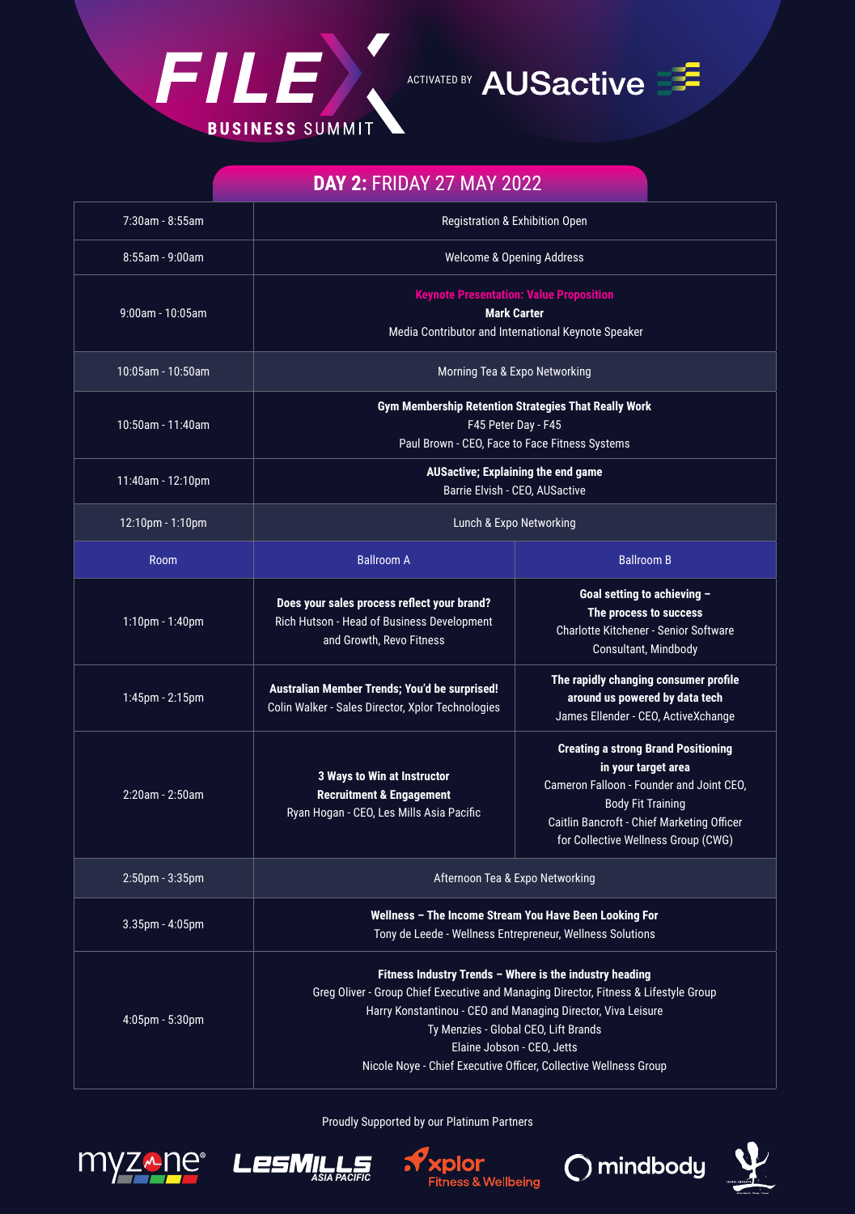FILEX BUSINESS SUMMIT

ACTIVATED BY AUSactive

## DAY 2: FRIDAY 27 MAY 2022

| | | |
|---|---|---|
| 7:30am - 8:55am | Registration & Exhibition Open | |
| 8:55am - 9:00am | Welcome & Opening Address | |
| 9:00am - 10:05am | **Keynote Presentation: Value Proposition**<br>**Mark Carter**<br>Media Contributor and International Keynote Speaker | |
| 10:05am - 10:50am | Morning Tea & Expo Networking | |
| 10:50am - 11:40am | **Gym Membership Retention Strategies That Really Work**<br>F45 Peter Day - F45<br>Paul Brown - CEO, Face to Face Fitness Systems | |
| 11:40am - 12:10pm | **AUSactive; Explaining the end game**<br>Barrie Elvish - CEO, AUSactive | |
| 12:10pm - 1:10pm | Lunch & Expo Networking | |
| Room | Ballroom A | Ballroom B |
| 1:10pm - 1:40pm | **Does your sales process reflect your brand?**<br>Rich Hutson - Head of Business Development and Growth, Revo Fitness | **Goal setting to achieving – The process to success**<br>Charlotte Kitchener - Senior Software Consultant, Mindbody |
| 1:45pm - 2:15pm | **Australian Member Trends; You'd be surprised!**<br>Colin Walker - Sales Director, Xplor Technologies | **The rapidly changing consumer profile around us powered by data tech**<br>James Ellender - CEO, ActiveXchange |
| 2:20am - 2:50am | **3 Ways to Win at Instructor Recruitment & Engagement**<br>Ryan Hogan - CEO, Les Mills Asia Pacific | **Creating a strong Brand Positioning in your target area**<br>Cameron Falloon - Founder and Joint CEO, Body Fit Training<br>Caitlin Bancroft - Chief Marketing Officer for Collective Wellness Group (CWG) |
| 2:50pm - 3:35pm | Afternoon Tea & Expo Networking | |
| 3.35pm - 4:05pm | **Wellness – The Income Stream You Have Been Looking For**<br>Tony de Leede - Wellness Entrepreneur, Wellness Solutions | |
| 4:05pm - 5:30pm | **Fitness Industry Trends – Where is the industry heading**<br>Greg Oliver - Group Chief Executive and Managing Director, Fitness & Lifestyle Group<br>Harry Konstantinou - CEO and Managing Director, Viva Leisure<br>Ty Menzies - Global CEO, Lift Brands<br>Elaine Jobson - CEO, Jetts<br>Nicole Noye - Chief Executive Officer, Collective Wellness Group | |

Proudly Supported by our Platinum Partners

myzone · LESMILLS ASIA PACIFIC · xplor Fitness & Wellbeing · mindbody